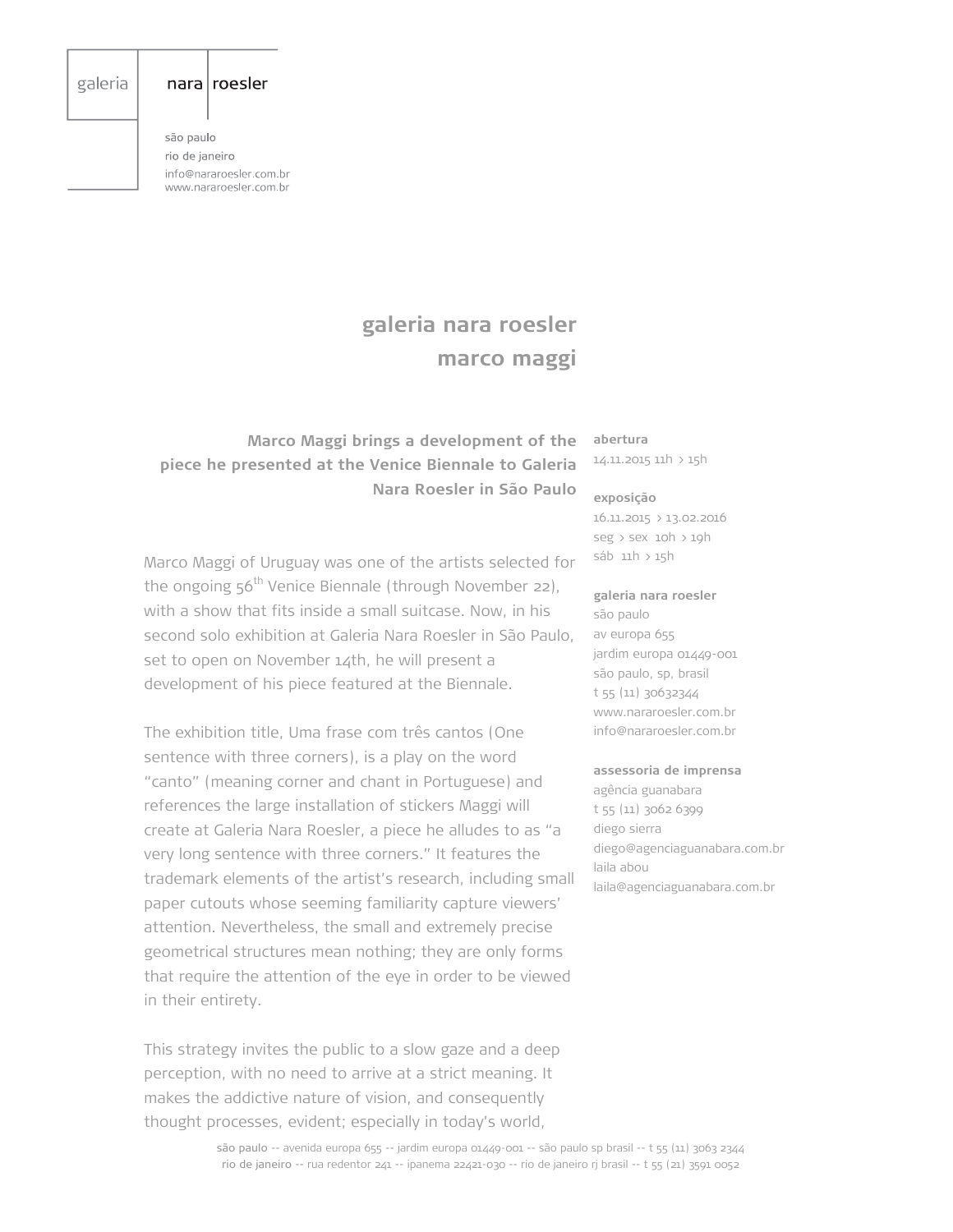galeria nara roesler

são paulo
rio de janeiro
info@nararoesler.com.br
www.nararoesler.com.br

# galeria nara roesler
# marco maggi

**Marco Maggi brings a development of the piece he presented at the Venice Biennale to Galeria Nara Roesler in São Paulo**

**abertura**
14.11.2015 11h > 15h

**exposição**
16.11.2015 > 13.02.2016
seg > sex 10h > 19h
sáb 11h > 15h

**galeria nara roesler**
são paulo
av europa 655
jardim europa 01449-001
são paulo, sp, brasil
t 55 (11) 30632344
www.nararoesler.com.br
info@nararoesler.com.br

**assessoria de imprensa**
agência guanabara
t 55 (11) 3062 6399
diego sierra
diego@agenciaguanabara.com.br
laila abou
laila@agenciaguanabara.com.br

Marco Maggi of Uruguay was one of the artists selected for the ongoing 56th Venice Biennale (through November 22), with a show that fits inside a small suitcase. Now, in his second solo exhibition at Galeria Nara Roesler in São Paulo, set to open on November 14th, he will present a development of his piece featured at the Biennale.

The exhibition title, Uma frase com três cantos (One sentence with three corners), is a play on the word "canto" (meaning corner and chant in Portuguese) and references the large installation of stickers Maggi will create at Galeria Nara Roesler, a piece he alludes to as "a very long sentence with three corners." It features the trademark elements of the artist's research, including small paper cutouts whose seeming familiarity capture viewers' attention. Nevertheless, the small and extremely precise geometrical structures mean nothing; they are only forms that require the attention of the eye in order to be viewed in their entirety.

This strategy invites the public to a slow gaze and a deep perception, with no need to arrive at a strict meaning. It makes the addictive nature of vision, and consequently thought processes, evident; especially in today's world,

**são paulo** -- avenida europa 655 -- jardim europa 01449-001 -- são paulo sp brasil -- t 55 (11) 3063 2344
**rio de janeiro** -- rua redentor 241 -- ipanema 22421-030 -- rio de janeiro rj brasil -- t 55 (21) 3591 0052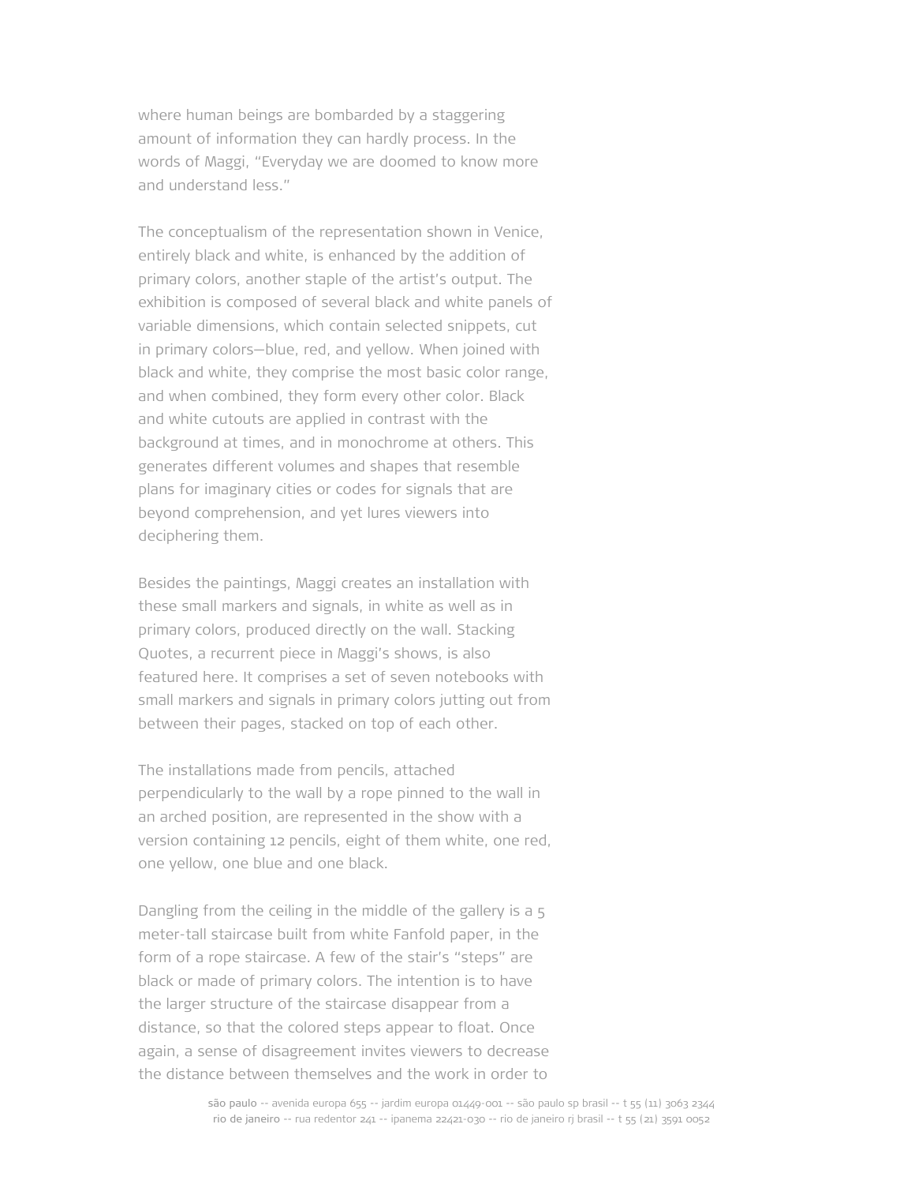where human beings are bombarded by a staggering amount of information they can hardly process. In the words of Maggi, "Everyday we are doomed to know more and understand less."

The conceptualism of the representation shown in Venice, entirely black and white, is enhanced by the addition of primary colors, another staple of the artist's output. The exhibition is composed of several black and white panels of variable dimensions, which contain selected snippets, cut in primary colors—blue, red, and yellow. When joined with black and white, they comprise the most basic color range, and when combined, they form every other color. Black and white cutouts are applied in contrast with the background at times, and in monochrome at others. This generates different volumes and shapes that resemble plans for imaginary cities or codes for signals that are beyond comprehension, and yet lures viewers into deciphering them.

Besides the paintings, Maggi creates an installation with these small markers and signals, in white as well as in primary colors, produced directly on the wall. Stacking Quotes, a recurrent piece in Maggi's shows, is also featured here. It comprises a set of seven notebooks with small markers and signals in primary colors jutting out from between their pages, stacked on top of each other.

The installations made from pencils, attached perpendicularly to the wall by a rope pinned to the wall in an arched position, are represented in the show with a version containing 12 pencils, eight of them white, one red, one yellow, one blue and one black.

Dangling from the ceiling in the middle of the gallery is a 5 meter-tall staircase built from white Fanfold paper, in the form of a rope staircase. A few of the stair's "steps" are black or made of primary colors. The intention is to have the larger structure of the staircase disappear from a distance, so that the colored steps appear to float. Once again, a sense of disagreement invites viewers to decrease the distance between themselves and the work in order to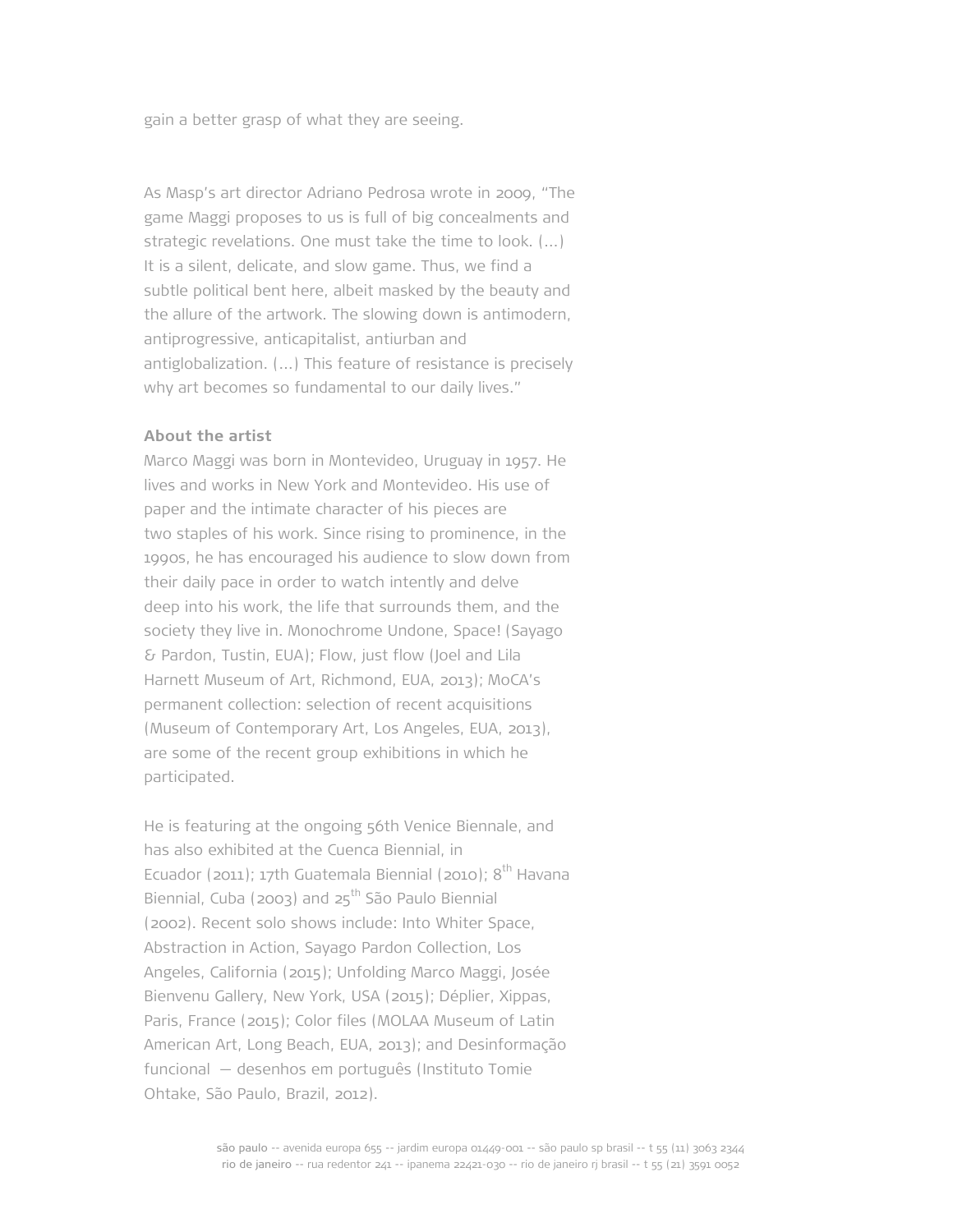gain a better grasp of what they are seeing.

As Masp's art director Adriano Pedrosa wrote in 2009, "The game Maggi proposes to us is full of big concealments and strategic revelations. One must take the time to look. (...) It is a silent, delicate, and slow game. Thus, we find a subtle political bent here, albeit masked by the beauty and the allure of the artwork. The slowing down is antimodern, antiprogressive, anticapitalist, antiurban and antiglobalization. (...) This feature of resistance is precisely why art becomes so fundamental to our daily lives."

**About the artist**

Marco Maggi was born in Montevideo, Uruguay in 1957. He lives and works in New York and Montevideo. His use of paper and the intimate character of his pieces are two staples of his work. Since rising to prominence, in the 1990s, he has encouraged his audience to slow down from their daily pace in order to watch intently and delve deep into his work, the life that surrounds them, and the society they live in. Monochrome Undone, Space! (Sayago & Pardon, Tustin, EUA); Flow, just flow (Joel and Lila Harnett Museum of Art, Richmond, EUA, 2013); MoCA's permanent collection: selection of recent acquisitions (Museum of Contemporary Art, Los Angeles, EUA, 2013), are some of the recent group exhibitions in which he participated.

He is featuring at the ongoing 56th Venice Biennale, and has also exhibited at the Cuenca Biennial, in Ecuador (2011); 17th Guatemala Biennial (2010); 8th Havana Biennial, Cuba (2003) and 25th São Paulo Biennial (2002). Recent solo shows include: Into Whiter Space, Abstraction in Action, Sayago Pardon Collection, Los Angeles, California (2015); Unfolding Marco Maggi, Josée Bienvenu Gallery, New York, USA (2015); Déplier, Xippas, Paris, France (2015); Color files (MOLAA Museum of Latin American Art, Long Beach, EUA, 2013); and Desinformação funcional — desenhos em português (Instituto Tomie Ohtake, São Paulo, Brazil, 2012).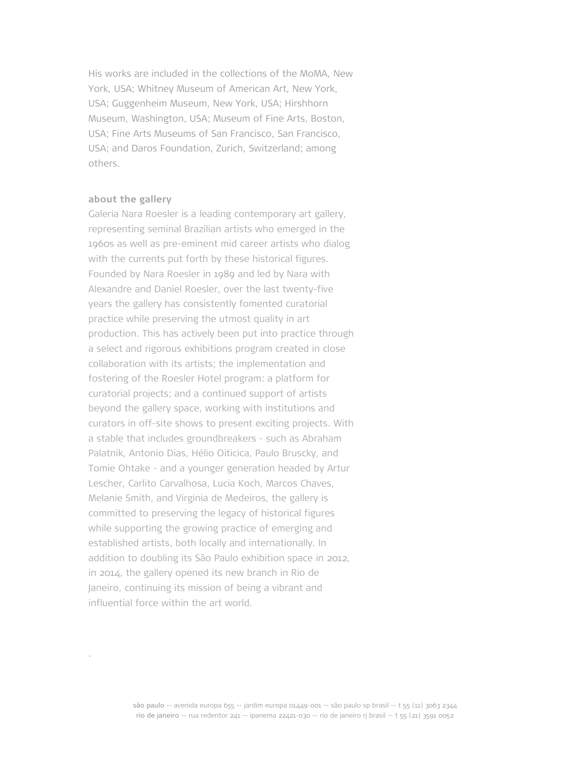His works are included in the collections of the MoMA, New York, USA; Whitney Museum of American Art, New York, USA; Guggenheim Museum, New York, USA; Hirshhorn Museum, Washington, USA; Museum of Fine Arts, Boston, USA; Fine Arts Museums of San Francisco, San Francisco, USA; and Daros Foundation, Zurich, Switzerland; among others.

**about the gallery**

Galeria Nara Roesler is a leading contemporary art gallery, representing seminal Brazilian artists who emerged in the 1960s as well as pre-eminent mid career artists who dialog with the currents put forth by these historical figures. Founded by Nara Roesler in 1989 and led by Nara with Alexandre and Daniel Roesler, over the last twenty-five years the gallery has consistently fomented curatorial practice while preserving the utmost quality in art production. This has actively been put into practice through a select and rigorous exhibitions program created in close collaboration with its artists; the implementation and fostering of the Roesler Hotel program: a platform for curatorial projects; and a continued support of artists beyond the gallery space, working with institutions and curators in off-site shows to present exciting projects. With a stable that includes groundbreakers - such as Abraham Palatnik, Antonio Dias, Hélio Oiticica, Paulo Bruscky, and Tomie Ohtake - and a younger generation headed by Artur Lescher, Carlito Carvalhosa, Lucia Koch, Marcos Chaves, Melanie Smith, and Virginia de Medeiros, the gallery is committed to preserving the legacy of historical figures while supporting the growing practice of emerging and established artists, both locally and internationally. In addition to doubling its São Paulo exhibition space in 2012, in 2014, the gallery opened its new branch in Rio de Janeiro, continuing its mission of being a vibrant and influential force within the art world.

.

são paulo -- avenida europa 655 -- jardim europa 01449-001 -- são paulo sp brasil -- t 55 (11) 3063 2344
rio de janeiro -- rua redentor 241 -- ipanema 22421-030 -- rio de janeiro rj brasil -- t 55 (21) 3591 0052